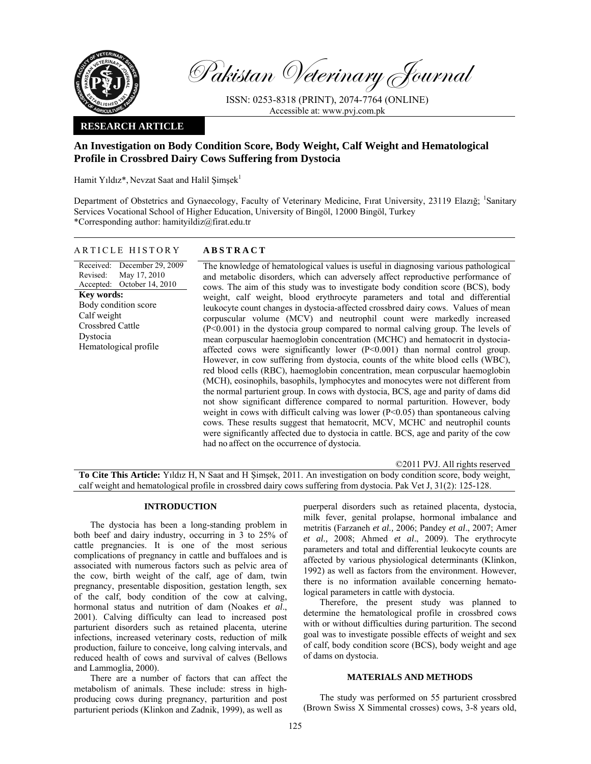# Pakistan Veterinary Journal

ISSN: 0253-8318 (PRINT), 2074-7764 (ONLINE)
Accessible at: www.pvj.com.pk

**RESEARCH ARTICLE**

## An Investigation on Body Condition Score, Body Weight, Calf Weight and Hematological Profile in Crossbred Dairy Cows Suffering from Dystocia

Hamit Yıldız*, Nevzat Saat and Halil Şimşek[1]

Department of Obstetrics and Gynaecology, Faculty of Veterinary Medicine, Fırat University, 23119 Elazığ; [1]Sanitary Services Vocational School of Higher Education, University of Bingöl, 12000 Bingöl, Turkey
*Corresponding author: hamityildiz@firat.edu.tr

**ARTICLE HISTORY**

Received: December 29, 2009
Revised: May 17, 2010
Accepted: October 14, 2010

**Key words:**
Body condition score
Calf weight
Crossbred Cattle
Dystocia
Hematological profile

**ABSTRACT**

The knowledge of hematological values is useful in diagnosing various pathological and metabolic disorders, which can adversely affect reproductive performance of cows. The aim of this study was to investigate body condition score (BCS), body weight, calf weight, blood erythrocyte parameters and total and differential leukocyte count changes in dystocia-affected crossbred dairy cows. Values of mean corpuscular volume (MCV) and neutrophil count were markedly increased ($P<0.001$) in the dystocia group compared to normal calving group. The levels of mean corpuscular haemoglobin concentration (MCHC) and hematocrit in dystocia-affected cows were significantly lower ($P<0.001$) than normal control group. However, in cow suffering from dystocia, counts of the white blood cells (WBC), red blood cells (RBC), haemoglobin concentration, mean corpuscular haemoglobin (MCH), eosinophils, basophils, lymphocytes and monocytes were not different from the normal parturient group. In cows with dystocia, BCS, age and parity of dams did not show significant difference compared to normal parturition. However, body weight in cows with difficult calving was lower ($P<0.05$) than spontaneous calving cows. These results suggest that hematocrit, MCV, MCHC and neutrophil counts were significantly affected due to dystocia in cattle. BCS, age and parity of the cow had no affect on the occurrence of dystocia.

©2011 PVJ. All rights reserved

**To Cite This Article:** Yıldız H, N Saat and H Şimşek, 2011. An investigation on body condition score, body weight, calf weight and hematological profile in crossbred dairy cows suffering from dystocia. Pak Vet J, 31(2): 125-128.

## INTRODUCTION

The dystocia has been a long-standing problem in both beef and dairy industry, occurring in 3 to 25% of cattle pregnancies. It is one of the most serious complications of pregnancy in cattle and buffaloes and is associated with numerous factors such as pelvic area of the cow, birth weight of the calf, age of dam, twin pregnancy, presentable disposition, gestation length, sex of the calf, body condition of the cow at calving, hormonal status and nutrition of dam (Noakes *et al*., 2001). Calving difficulty can lead to increased post parturient disorders such as retained placenta, uterine infections, increased veterinary costs, reduction of milk production, failure to conceive, long calving intervals, and reduced health of cows and survival of calves (Bellows and Lammoglia, 2000).

There are a number of factors that can affect the metabolism of animals. These include: stress in high-producing cows during pregnancy, parturition and post parturient periods (Klinkon and Zadnik, 1999), as well as puerperal disorders such as retained placenta, dystocia, milk fever, genital prolapse, hormonal imbalance and metritis (Farzaneh *et al.,* 2006; Pandey *et al*., 2007; Amer *et al.,* 2008; Ahmed *et al*., 2009). The erythrocyte parameters and total and differential leukocyte counts are affected by various physiological determinants (Klinkon, 1992) as well as factors from the environment. However, there is no information available concerning hematological parameters in cattle with dystocia.

Therefore, the present study was planned to determine the hematological profile in crossbred cows with or without difficulties during parturition. The second goal was to investigate possible effects of weight and sex of calf, body condition score (BCS), body weight and age of dams on dystocia.

## MATERIALS AND METHODS

The study was performed on 55 parturient crossbred (Brown Swiss X Simmental crosses) cows, 3-8 years old,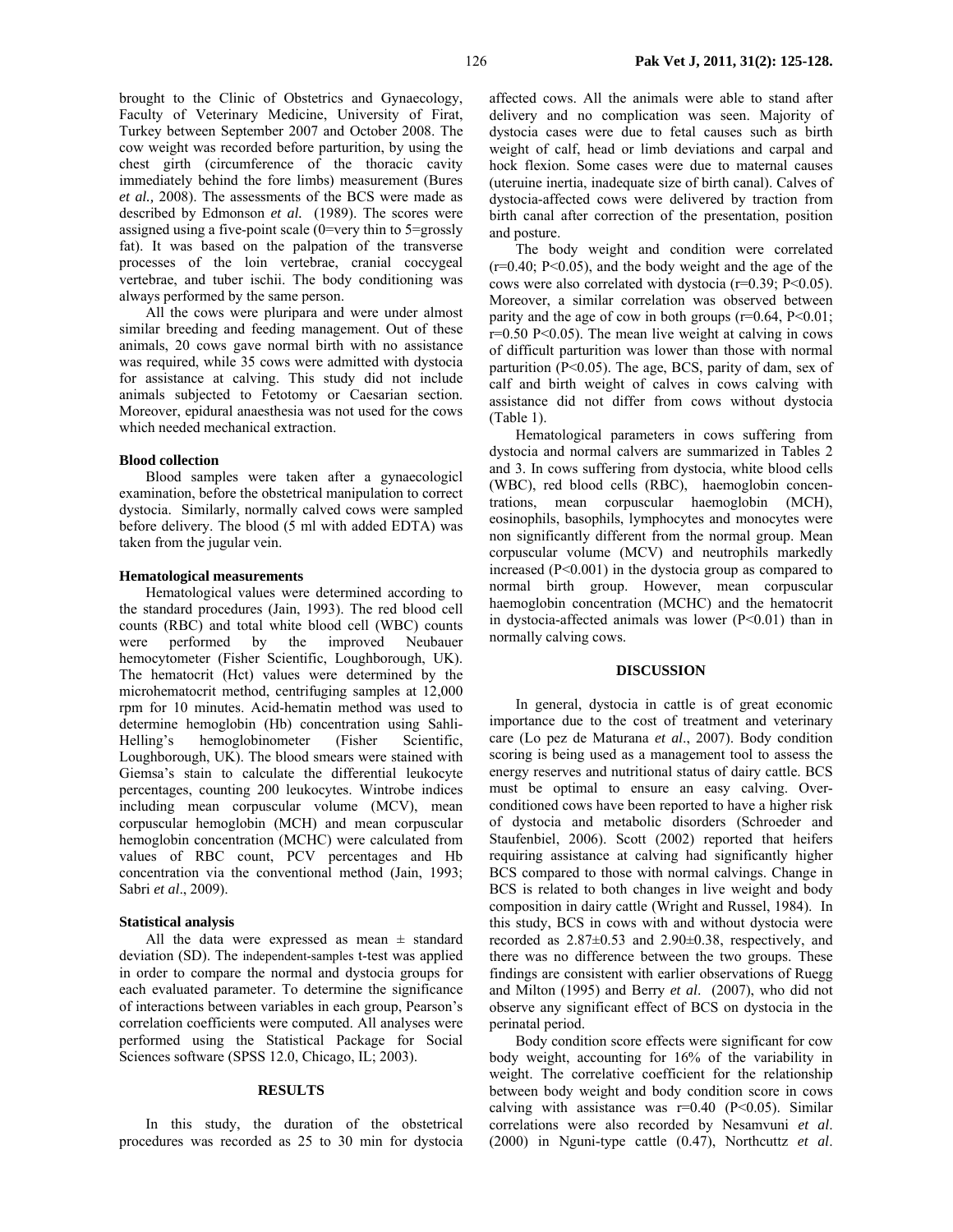brought to the Clinic of Obstetrics and Gynaecology, Faculty of Veterinary Medicine, University of Firat, Turkey between September 2007 and October 2008. The cow weight was recorded before parturition, by using the chest girth (circumference of the thoracic cavity immediately behind the fore limbs) measurement (Bures *et al.,* 2008). The assessments of the BCS were made as described by Edmonson *et al.* (1989). The scores were assigned using a five-point scale (0=very thin to 5=grossly fat). It was based on the palpation of the transverse processes of the loin vertebrae, cranial coccygeal vertebrae, and tuber ischii. The body conditioning was always performed by the same person.

All the cows were pluripara and were under almost similar breeding and feeding management. Out of these animals, 20 cows gave normal birth with no assistance was required, while 35 cows were admitted with dystocia for assistance at calving. This study did not include animals subjected to Fetotomy or Caesarian section. Moreover, epidural anaesthesia was not used for the cows which needed mechanical extraction.

### Blood collection

Blood samples were taken after a gynaecologicl examination, before the obstetrical manipulation to correct dystocia. Similarly, normally calved cows were sampled before delivery. The blood (5 ml with added EDTA) was taken from the jugular vein.

### Hematological measurements

Hematological values were determined according to the standard procedures (Jain, 1993). The red blood cell counts (RBC) and total white blood cell (WBC) counts were performed by the improved Neubauer hemocytometer (Fisher Scientific, Loughborough, UK). The hematocrit (Hct) values were determined by the microhematocrit method, centrifuging samples at 12,000 rpm for 10 minutes. Acid-hematin method was used to determine hemoglobin (Hb) concentration using Sahli-Helling's hemoglobinometer (Fisher Scientific, Loughborough, UK). The blood smears were stained with Giemsa's stain to calculate the differential leukocyte percentages, counting 200 leukocytes. Wintrobe indices including mean corpuscular volume (MCV), mean corpuscular hemoglobin (MCH) and mean corpuscular hemoglobin concentration (MCHC) were calculated from values of RBC count, PCV percentages and Hb concentration via the conventional method (Jain, 1993; Sabri *et al*., 2009).

### Statistical analysis

All the data were expressed as mean ± standard deviation (SD). The independent-samples t-test was applied in order to compare the normal and dystocia groups for each evaluated parameter. To determine the significance of interactions between variables in each group, Pearson's correlation coefficients were computed. All analyses were performed using the Statistical Package for Social Sciences software (SPSS 12.0, Chicago, IL; 2003).

## RESULTS

In this study, the duration of the obstetrical procedures was recorded as 25 to 30 min for dystocia affected cows. All the animals were able to stand after delivery and no complication was seen. Majority of dystocia cases were due to fetal causes such as birth weight of calf, head or limb deviations and carpal and hock flexion. Some cases were due to maternal causes (uteruine inertia, inadequate size of birth canal). Calves of dystocia-affected cows were delivered by traction from birth canal after correction of the presentation, position and posture.

The body weight and condition were correlated ($r=0.40$; $P<0.05$), and the body weight and the age of the cows were also correlated with dystocia ($r=0.39$; $P<0.05$). Moreover, a similar correlation was observed between parity and the age of cow in both groups ($r=0.64$, $P<0.01$; $r=0.50$ $P<0.05$). The mean live weight at calving in cows of difficult parturition was lower than those with normal parturition ($P<0.05$). The age, BCS, parity of dam, sex of calf and birth weight of calves in cows calving with assistance did not differ from cows without dystocia (Table 1).

Hematological parameters in cows suffering from dystocia and normal calvers are summarized in Tables 2 and 3. In cows suffering from dystocia, white blood cells (WBC), red blood cells (RBC), haemoglobin concentrations, mean corpuscular haemoglobin (MCH), eosinophils, basophils, lymphocytes and monocytes were non significantly different from the normal group. Mean corpuscular volume (MCV) and neutrophils markedly increased ($P<0.001$) in the dystocia group as compared to normal birth group. However, mean corpuscular haemoglobin concentration (MCHC) and the hematocrit in dystocia-affected animals was lower ($P<0.01$) than in normally calving cows.

## DISCUSSION

In general, dystocia in cattle is of great economic importance due to the cost of treatment and veterinary care (Lo pez de Maturana *et al*., 2007). Body condition scoring is being used as a management tool to assess the energy reserves and nutritional status of dairy cattle. BCS must be optimal to ensure an easy calving. Over-conditioned cows have been reported to have a higher risk of dystocia and metabolic disorders (Schroeder and Staufenbiel, 2006). Scott (2002) reported that heifers requiring assistance at calving had significantly higher BCS compared to those with normal calvings. Change in BCS is related to both changes in live weight and body composition in dairy cattle (Wright and Russel, 1984). In this study, BCS in cows with and without dystocia were recorded as 2.87±0.53 and 2.90±0.38, respectively, and there was no difference between the two groups. These findings are consistent with earlier observations of Ruegg and Milton (1995) and Berry *et al*. (2007), who did not observe any significant effect of BCS on dystocia in the perinatal period.

Body condition score effects were significant for cow body weight, accounting for 16% of the variability in weight. The correlative coefficient for the relationship between body weight and body condition score in cows calving with assistance was $r=0.40$ ($P<0.05$). Similar correlations were also recorded by Nesamvuni *et al*. (2000) in Nguni-type cattle (0.47), Northcuttz *et al*.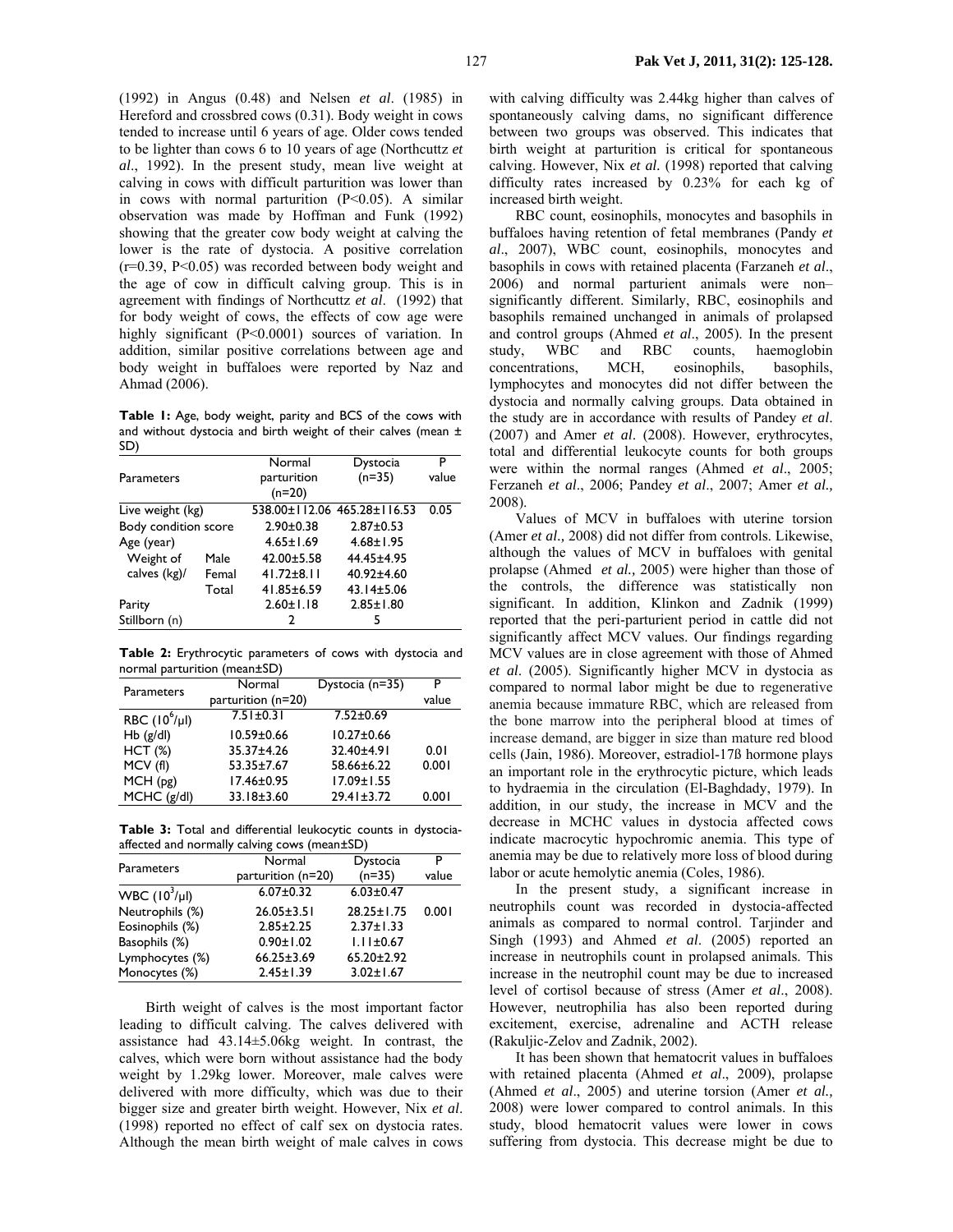(1992) in Angus (0.48) and Nelsen *et al*. (1985) in Hereford and crossbred cows (0.31). Body weight in cows tended to increase until 6 years of age. Older cows tended to be lighter than cows 6 to 10 years of age (Northcuttz *et al*., 1992). In the present study, mean live weight at calving in cows with difficult parturition was lower than in cows with normal parturition ($P<0.05$). A similar observation was made by Hoffman and Funk (1992) showing that the greater cow body weight at calving the lower is the rate of dystocia. A positive correlation ($r=0.39$, $P<0.05$) was recorded between body weight and the age of cow in difficult calving group. This is in agreement with findings of Northcuttz *et al*. (1992) that for body weight of cows, the effects of cow age were highly significant ($P<0.0001$) sources of variation. In addition, similar positive correlations between age and body weight in buffaloes were reported by Naz and Ahmad (2006).

**Table 1:** Age, body weight, parity and BCS of the cows with and without dystocia and birth weight of their calves (mean ± SD)

| Parameters | | Normal parturition (n=20) | Dystocia (n=35) | P value |
|---|---|---|---|---|
| Live weight (kg) | | 538.00±112.06 | 465.28±116.53 | 0.05 |
| Body condition score | | 2.90±0.38 | 2.87±0.53 | |
| Age (year) | | 4.65±1.69 | 4.68±1.95 | |
| Weight of calves (kg)/ | Male | 42.00±5.58 | 44.45±4.95 | |
| | Femal | 41.72±8.11 | 40.92±4.60 | |
| | Total | 41.85±6.59 | 43.14±5.06 | |
| Parity | | 2.60±1.18 | 2.85±1.80 | |
| Stillborn (n) | | 2 | 5 | |

**Table 2:** Erythrocytic parameters of cows with dystocia and normal parturition (mean±SD)

| Parameters | Normal parturition (n=20) | Dystocia (n=35) | P value |
|---|---|---|---|
| RBC ($10^6$/µl) | 7.51±0.31 | 7.52±0.69 | |
| Hb (g/dl) | 10.59±0.66 | 10.27±0.66 | |
| HCT (%) | 35.37±4.26 | 32.40±4.91 | 0.01 |
| MCV (fl) | 53.35±7.67 | 58.66±6.22 | 0.001 |
| MCH (pg) | 17.46±0.95 | 17.09±1.55 | |
| MCHC (g/dl) | 33.18±3.60 | 29.41±3.72 | 0.001 |

**Table 3:** Total and differential leukocytic counts in dystocia-affected and normally calving cows (mean±SD)

| Parameters | Normal parturition (n=20) | Dystocia (n=35) | P value |
|---|---|---|---|
| WBC ($10^3$/µl) | 6.07±0.32 | 6.03±0.47 | |
| Neutrophils (%) | 26.05±3.51 | 28.25±1.75 | 0.001 |
| Eosinophils (%) | 2.85±2.25 | 2.37±1.33 | |
| Basophils (%) | 0.90±1.02 | 1.11±0.67 | |
| Lymphocytes (%) | 66.25±3.69 | 65.20±2.92 | |
| Monocytes (%) | 2.45±1.39 | 3.02±1.67 | |

Birth weight of calves is the most important factor leading to difficult calving. The calves delivered with assistance had 43.14±5.06kg weight. In contrast, the calves, which were born without assistance had the body weight by 1.29kg lower. Moreover, male calves were delivered with more difficulty, which was due to their bigger size and greater birth weight. However, Nix *et al*. (1998) reported no effect of calf sex on dystocia rates. Although the mean birth weight of male calves in cows with calving difficulty was 2.44kg higher than calves of spontaneously calving dams, no significant difference between two groups was observed. This indicates that birth weight at parturition is critical for spontaneous calving. However, Nix *et al.* (1998) reported that calving difficulty rates increased by 0.23% for each kg of increased birth weight.

RBC count, eosinophils, monocytes and basophils in buffaloes having retention of fetal membranes (Pandy *et al*., 2007), WBC count, eosinophils, monocytes and basophils in cows with retained placenta (Farzaneh *et al*., 2006) and normal parturient animals were non–significantly different. Similarly, RBC, eosinophils and basophils remained unchanged in animals of prolapsed and control groups (Ahmed *et al*., 2005). In the present study, WBC and RBC counts, haemoglobin concentrations, MCH, eosinophils, basophils, lymphocytes and monocytes did not differ between the dystocia and normally calving groups. Data obtained in the study are in accordance with results of Pandey *et al*. (2007) and Amer *et al*. (2008). However, erythrocytes, total and differential leukocyte counts for both groups were within the normal ranges (Ahmed *et al*., 2005; Ferzaneh *et al*., 2006; Pandey *et al*., 2007; Amer *et al.,* 2008).

Values of MCV in buffaloes with uterine torsion (Amer *et al.,* 2008) did not differ from controls. Likewise, although the values of MCV in buffaloes with genital prolapse (Ahmed *et al.,* 2005) were higher than those of the controls, the difference was statistically non significant. In addition, Klinkon and Zadnik (1999) reported that the peri-parturient period in cattle did not significantly affect MCV values. Our findings regarding MCV values are in close agreement with those of Ahmed *et al*. (2005). Significantly higher MCV in dystocia as compared to normal labor might be due to regenerative anemia because immature RBC, which are released from the bone marrow into the peripheral blood at times of increase demand, are bigger in size than mature red blood cells (Jain, 1986). Moreover, estradiol-17ß hormone plays an important role in the erythrocytic picture, which leads to hydraemia in the circulation (El-Baghdady, 1979). In addition, in our study, the increase in MCV and the decrease in MCHC values in dystocia affected cows indicate macrocytic hypochromic anemia. This type of anemia may be due to relatively more loss of blood during labor or acute hemolytic anemia (Coles, 1986).

In the present study, a significant increase in neutrophils count was recorded in dystocia-affected animals as compared to normal control. Tarjinder and Singh (1993) and Ahmed *et al*. (2005) reported an increase in neutrophils count in prolapsed animals. This increase in the neutrophil count may be due to increased level of cortisol because of stress (Amer *et al*., 2008). However, neutrophilia has also been reported during excitement, exercise, adrenaline and ACTH release (Rakuljic-Zelov and Zadnik, 2002).

It has been shown that hematocrit values in buffaloes with retained placenta (Ahmed *et al*., 2009), prolapse (Ahmed *et al*., 2005) and uterine torsion (Amer *et al.,* 2008) were lower compared to control animals. In this study, blood hematocrit values were lower in cows suffering from dystocia. This decrease might be due to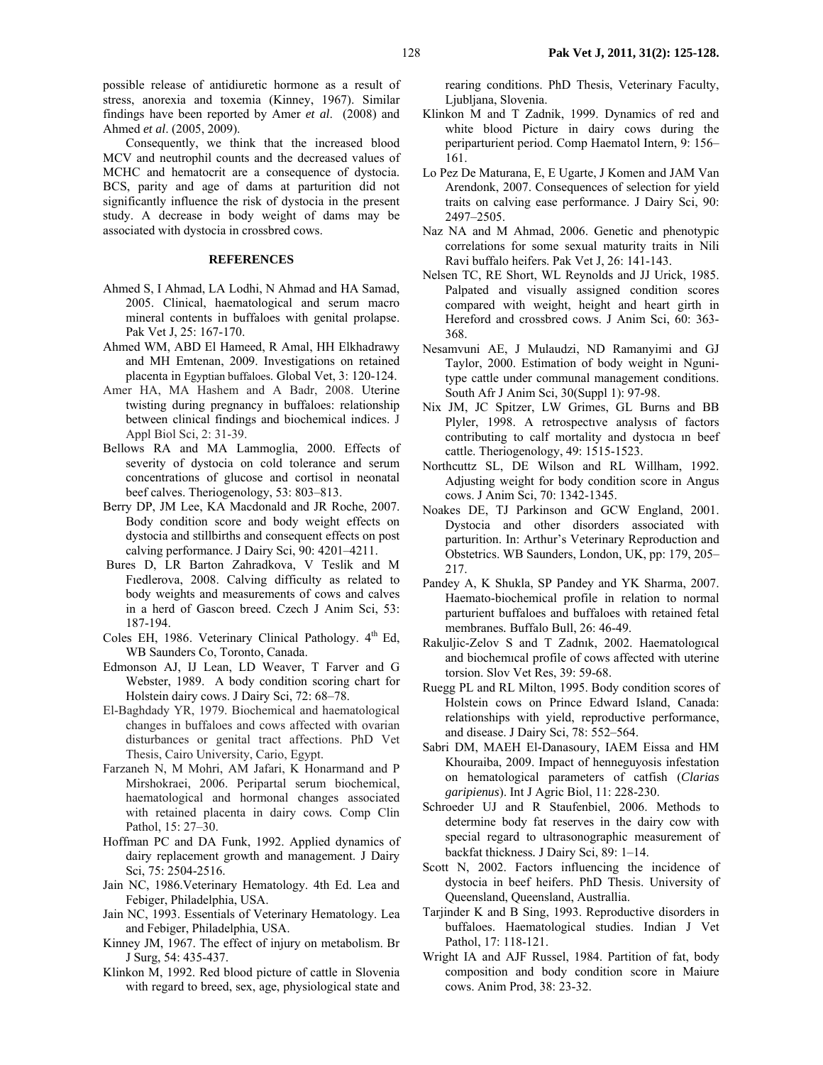possible release of antidiuretic hormone as a result of stress, anorexia and toxemia (Kinney, 1967). Similar findings have been reported by Amer *et al*. (2008) and Ahmed *et al*. (2005, 2009).

Consequently, we think that the increased blood MCV and neutrophil counts and the decreased values of MCHC and hematocrit are a consequence of dystocia. BCS, parity and age of dams at parturition did not significantly influence the risk of dystocia in the present study. A decrease in body weight of dams may be associated with dystocia in crossbred cows.

## REFERENCES

Ahmed S, I Ahmad, LA Lodhi, N Ahmad and HA Samad, 2005. Clinical, haematological and serum macro mineral contents in buffaloes with genital prolapse. Pak Vet J, 25: 167-170.

Ahmed WM, ABD El Hameed, R Amal, HH Elkhadrawy and MH Emtenan, 2009. Investigations on retained placenta in Egyptian buffaloes. Global Vet, 3: 120-124.

Amer HA, MA Hashem and A Badr, 2008. Uterine twisting during pregnancy in buffaloes: relationship between clinical findings and biochemical indices. J Appl Biol Sci, 2: 31-39.

Bellows RA and MA Lammoglia, 2000. Effects of severity of dystocia on cold tolerance and serum concentrations of glucose and cortisol in neonatal beef calves. Theriogenology, 53: 803–813.

Berry DP, JM Lee, KA Macdonald and JR Roche, 2007. Body condition score and body weight effects on dystocia and stillbirths and consequent effects on post calving performance. J Dairy Sci, 90: 4201–4211.

Bures D, LR Barton Zahradkova, V Teslik and M Fıedlerova, 2008. Calving difficulty as related to body weights and measurements of cows and calves in a herd of Gascon breed. Czech J Anim Sci, 53: 187-194.

Coles EH, 1986. Veterinary Clinical Pathology. 4th Ed, WB Saunders Co, Toronto, Canada.

Edmonson AJ, IJ Lean, LD Weaver, T Farver and G Webster, 1989. A body condition scoring chart for Holstein dairy cows. J Dairy Sci, 72: 68–78.

El-Baghdady YR, 1979. Biochemical and haematological changes in buffaloes and cows affected with ovarian disturbances or genital tract affections. PhD Vet Thesis, Cairo University, Cario, Egypt.

Farzaneh N, M Mohri, AM Jafari, K Honarmand and P Mirshokraei, 2006. Peripartal serum biochemical, haematological and hormonal changes associated with retained placenta in dairy cows. Comp Clin Pathol, 15: 27–30.

Hoffman PC and DA Funk, 1992. Applied dynamics of dairy replacement growth and management. J Dairy Sci, 75: 2504-2516.

Jain NC, 1986.Veterinary Hematology. 4th Ed. Lea and Febiger, Philadelphia, USA.

Jain NC, 1993. Essentials of Veterinary Hematology. Lea and Febiger, Philadelphia, USA.

Kinney JM, 1967. The effect of injury on metabolism. Br J Surg, 54: 435-437.

Klinkon M, 1992. Red blood picture of cattle in Slovenia with regard to breed, sex, age, physiological state and rearing conditions. PhD Thesis, Veterinary Faculty, Ljubljana, Slovenia.

Klinkon M and T Zadnik, 1999. Dynamics of red and white blood Picture in dairy cows during the periparturient period. Comp Haematol Intern, 9: 156–161.

Lo Pez De Maturana, E, E Ugarte, J Komen and JAM Van Arendonk, 2007. Consequences of selection for yield traits on calving ease performance. J Dairy Sci, 90: 2497–2505.

Naz NA and M Ahmad, 2006. Genetic and phenotypic correlations for some sexual maturity traits in Nili Ravi buffalo heifers. Pak Vet J, 26: 141-143.

Nelsen TC, RE Short, WL Reynolds and JJ Urick, 1985. Palpated and visually assigned condition scores compared with weight, height and heart girth in Hereford and crossbred cows. J Anim Sci, 60: 363-368.

Nesamvuni AE, J Mulaudzi, ND Ramanyimi and GJ Taylor, 2000. Estimation of body weight in Nguni-type cattle under communal management conditions. South Afr J Anim Sci, 30(Suppl 1): 97-98.

Nix JM, JC Spitzer, LW Grimes, GL Burns and BB Plyler, 1998. A retrospectıve analysıs of factors contributing to calf mortality and dystocıa ın beef cattle. Theriogenology, 49: 1515-1523.

Northcuttz SL, DE Wilson and RL Willham, 1992. Adjusting weight for body condition score in Angus cows. J Anim Sci, 70: 1342-1345.

Noakes DE, TJ Parkinson and GCW England, 2001. Dystocia and other disorders associated with parturition. In: Arthur's Veterinary Reproduction and Obstetrics. WB Saunders, London, UK, pp: 179, 205–217.

Pandey A, K Shukla, SP Pandey and YK Sharma, 2007. Haemato-biochemical profile in relation to normal parturient buffaloes and buffaloes with retained fetal membranes. Buffalo Bull, 26: 46-49.

Rakuljic-Zelov S and T Zadnık, 2002. Haematologıcal and biochemıcal profile of cows affected with uterine torsion. Slov Vet Res, 39: 59-68.

Ruegg PL and RL Milton, 1995. Body condition scores of Holstein cows on Prince Edward Island, Canada: relationships with yield, reproductive performance, and disease. J Dairy Sci, 78: 552–564.

Sabri DM, MAEH El-Danasoury, IAEM Eissa and HM Khouraiba, 2009. Impact of henneguyosis infestation on hematological parameters of catfish (*Clarias garipienus*). Int J Agric Biol, 11: 228-230.

Schroeder UJ and R Staufenbiel, 2006. Methods to determine body fat reserves in the dairy cow with special regard to ultrasonographic measurement of backfat thickness. J Dairy Sci, 89: 1–14.

Scott N, 2002. Factors influencing the incidence of dystocia in beef heifers. PhD Thesis. University of Queensland, Queensland, Australlia.

Tarjinder K and B Sing, 1993. Reproductive disorders in buffaloes. Haematological studies. Indian J Vet Pathol, 17: 118-121.

Wright IA and AJF Russel, 1984. Partition of fat, body composition and body condition score in Maiure cows. Anim Prod, 38: 23-32.